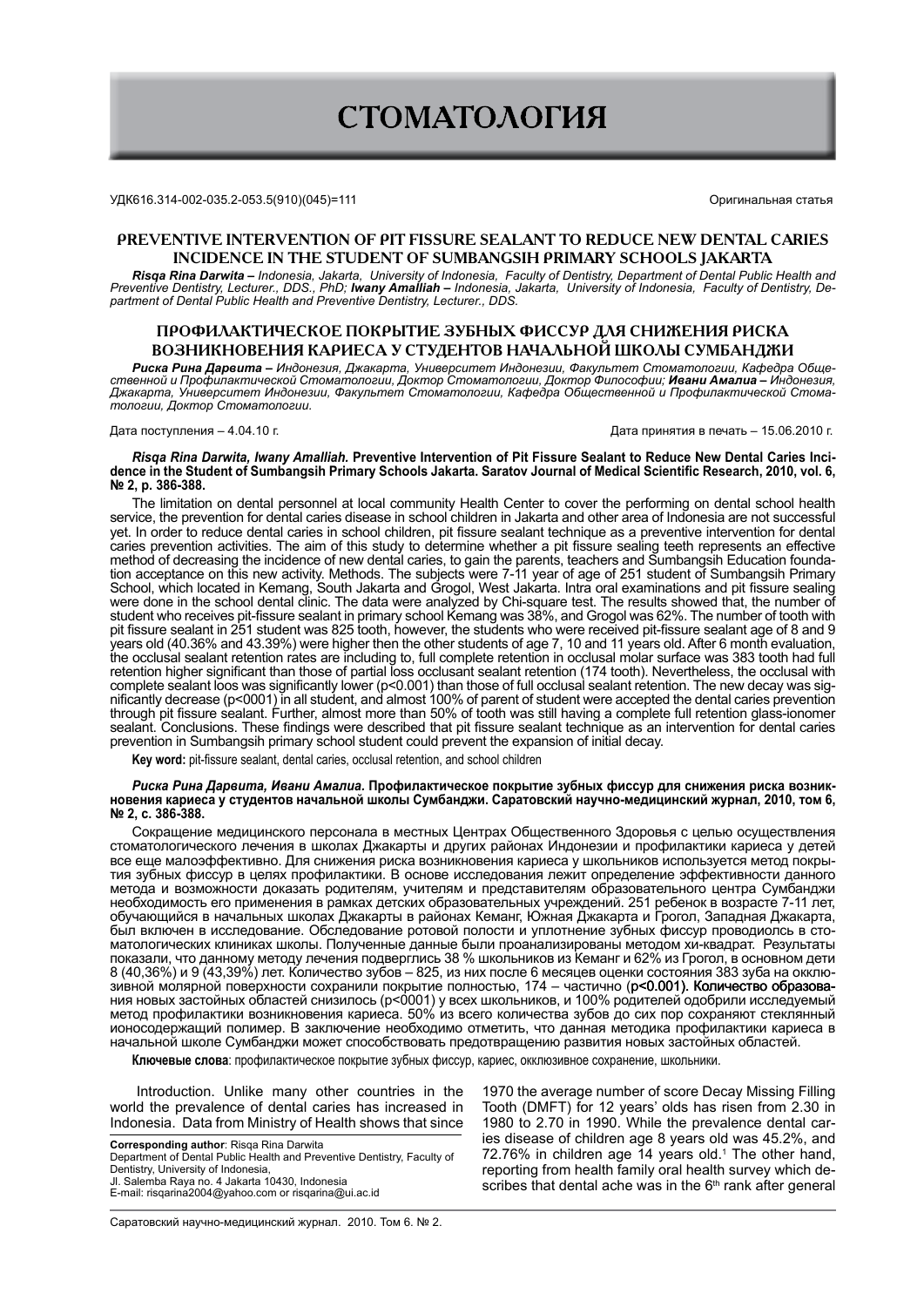# СТОМАТОЛОГИЯ

УДК616.314-002-035.2-053.5(910)(045)=111

Оригинальная статья

## PREVENTIVE INTERVENTION OF PIT FISSURE SEALANT TO REDUCE NEW DENTAL CARIES INCIDENCE IN THE STUDENT OF SUMBANGSIH PRIMARY SCHOOLS JAKARTA

***Risqa Rina Darwita*** *– Indonesia, Jakarta, University of Indonesia, Faculty of Dentistry, Department of Dental Public Health and Preventive Dentistry, Lecturer., DDS., PhD;* ***Iwany Amalliah*** *– Indonesia, Jakarta, University of Indonesia, Faculty of Dentistry, Department of Dental Public Health and Preventive Dentistry, Lecturer., DDS.*

## ПРОФИЛАКТИЧЕСКОЕ ПОКРЫТИЕ ЗУБНЫХ ФИССУР ДЛЯ СНИЖЕНИЯ РИСКА ВОЗНИКНОВЕНИЯ КАРИЕСА У СТУДЕНТОВ НАЧАЛЬНОЙ ШКОЛЫ СУМБАНДЖИ

***Риска Рина Дарвита*** *– Индонезия, Джакарта, Университет Индонезии, Факультет Стоматологии, Кафедра Общественной и Профилактической Стоматологии, Доктор Стоматологии, Доктор Философии;* ***Ивани Амалиа*** *– Индонезия, Джакарта, Университет Индонезии, Факультет Стоматологии, Кафедра Общественной и Профилактической Стоматологии, Доктор Стоматологии.*

Дата поступления – 4.04.10 г.

Дата принятия в печать – 15.06.2010 г.

***Risqa Rina Darwita, Iwany Amalliah.*** **Preventive Intervention of Pit Fissure Sealant to Reduce New Dental Caries Incidence in the Student of Sumbangsih Primary Schools Jakarta. Saratov Journal of Medical Scientific Research, 2010, vol. 6, № 2, p. 386-388.**

The limitation on dental personnel at local community Health Center to cover the performing on dental school health service, the prevention for dental caries disease in school children in Jakarta and other area of Indonesia are not successful yet. In order to reduce dental caries in school children, pit fissure sealant technique as a preventive intervention for dental caries prevention activities. The aim of this study to determine whether a pit fissure sealing teeth represents an effective method of decreasing the incidence of new dental caries, to gain the parents, teachers and Sumbangsih Education foundation acceptance on this new activity. Methods. The subjects were 7-11 year of age of 251 student of Sumbangsih Primary School, which located in Kemang, South Jakarta and Grogol, West Jakarta. Intra oral examinations and pit fissure sealing were done in the school dental clinic. The data were analyzed by Chi-square test. The results showed that, the number of student who receives pit-fissure sealant in primary school Kemang was 38%, and Grogol was 62%. The number of tooth with pit fissure sealant in 251 student was 825 tooth, however, the students who were received pit-fissure sealant age of 8 and 9 years old (40.36% and 43.39%) were higher then the other students of age 7, 10 and 11 years old. After 6 month evaluation, the occlusal sealant retention rates are including to, full complete retention in occlusal molar surface was 383 tooth had full retention higher significant than those of partial loss occlusant sealant retention (174 tooth). Nevertheless, the occlusal with complete sealant loos was significantly lower ($p<0.001$) than those of full occlusal sealant retention. The new decay was significantly decrease ($p<0001$) in all student, and almost 100% of parent of student were accepted the dental caries prevention through pit fissure sealant. Further, almost more than 50% of tooth was still having a complete full retention glass-ionomer sealant. Conclusions. These findings were described that pit fissure sealant technique as an intervention for dental caries prevention in Sumbangsih primary school student could prevent the expansion of initial decay.

**Key word:** pit-fissure sealant, dental caries, occlusal retention, and school children

***Риска Рина Дарвита, Ивани Амалиа.*** **Профилактическое покрытие зубных фиссур для снижения риска возникновения кариеса у студентов начальной школы Сумбанджи. Саратовский научно-медицинский журнал, 2010, том 6, № 2, с. 386-388.**

Сокращение медицинского персонала в местных Центрах Общественного Здоровья с целью осуществления стоматологического лечения в школах Джакарты и других районах Индонезии и профилактики кариеса у детей все еще малоэффективно. Для снижения риска возникновения кариеса у школьников используется метод покрытия зубных фиссур в целях профилактики. В основе исследования лежит определение эффективности данного метода и возможности доказать родителям, учителям и представителям образовательного центра Сумбанджи необходимость его применения в рамках детских образовательных учреждений. 251 ребенок в возрасте 7-11 лет, обучающийся в начальных школах Джакарты в районах Кеманг, Южная Джакарта и Грогол, Западная Джакарта, был включен в исследование. Обследование ротовой полости и уплотнение зубных фиссур проводилось в стоматологических клиниках школы. Полученные данные были проанализированы методом хи-квадрат. Результаты показали, что данному методу лечения подверглись 38 % школьников из Кеманг и 62% из Грогол, в основном дети 8 (40,36%) и 9 (43,39%) лет. Количество зубов – 825, из них после 6 месяцев оценки состояния 383 зуба на окклюзивной молярной поверхности сохранили покрытие полностью, 174 – частично ($p<0.001$). **Количество образова**ния новых застойных областей снизилось ($p<0001$) у всех школьников, и 100% родителей одобрили исследуемый метод профилактики возникновения кариеса. 50% из всего количества зубов до сих пор сохраняют стеклянный ионосодержащий полимер. В заключение необходимо отметить, что данная методика профилактики кариеса в начальной школе Сумбанджи может способствовать предотвращению развития новых застойных областей.

**Ключевые слова**: профилактическое покрытие зубных фиссур, кариес, окклюзивное сохранение, школьники.

Introduction. Unlike many other countries in the world the prevalence of dental caries has increased in Indonesia. Data from Ministry of Health shows that since 1970 the average number of score Decay Missing Filling Tooth (DMFT) for 12 years' olds has risen from 2.30 in 1980 to 2.70 in 1990. While the prevalence dental caries disease of children age 8 years old was 45.2%, and 72.76% in children age 14 years old.[1] The other hand, reporting from health family oral health survey which describes that dental ache was in the 6[th] rank after general

**Corresponding author**: Risqa Rina Darwita
Department of Dental Public Health and Preventive Dentistry, Faculty of Dentistry, University of Indonesia,
Jl. Salemba Raya no. 4 Jakarta 10430, Indonesia
E-mail: risqarina2004@yahoo.com or risqarina@ui.ac.id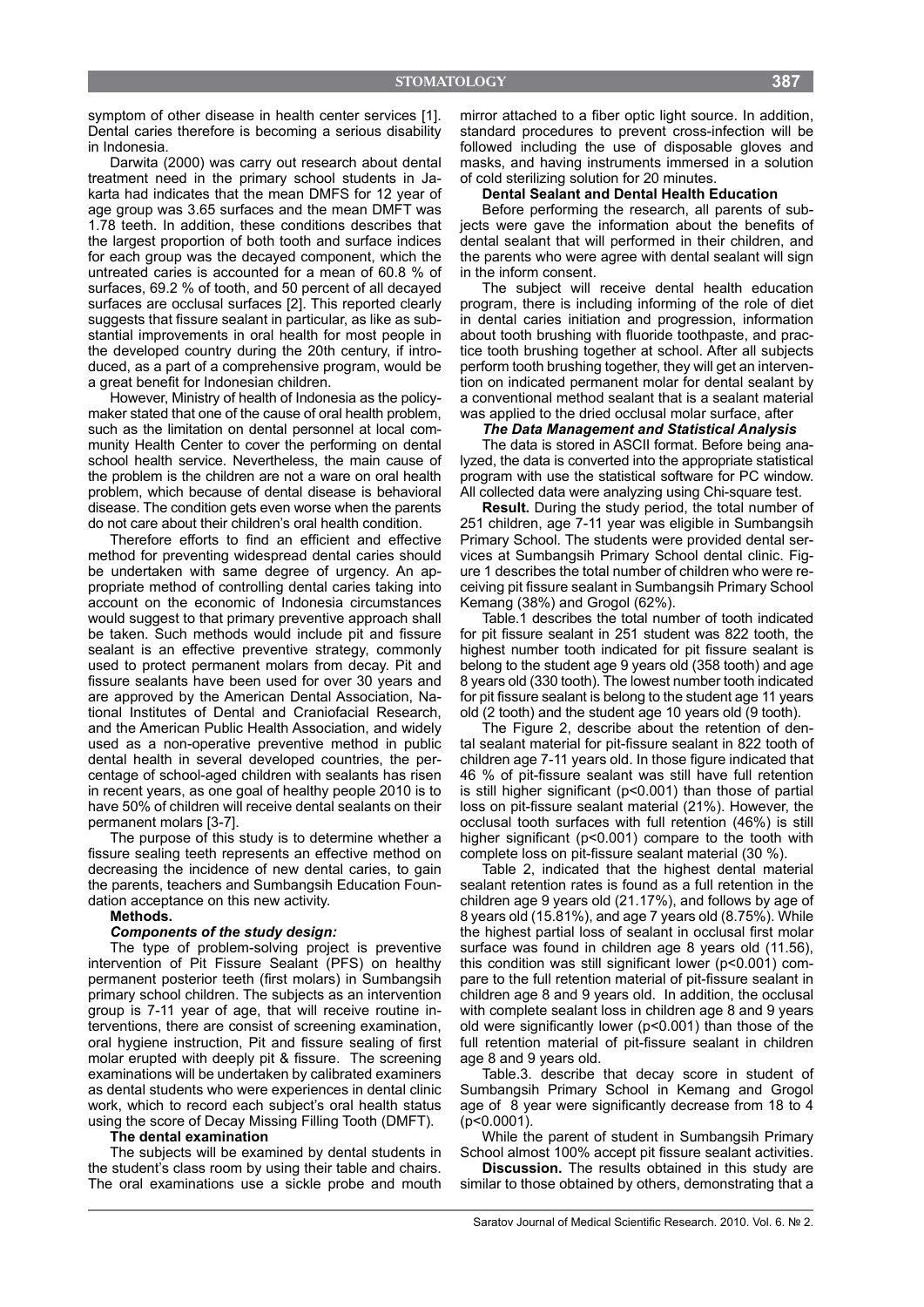symptom of other disease in health center services [1]. Dental caries therefore is becoming a serious disability in Indonesia.

Darwita (2000) was carry out research about dental treatment need in the primary school students in Jakarta had indicates that the mean DMFS for 12 year of age group was 3.65 surfaces and the mean DMFT was 1.78 teeth. In addition, these conditions describes that the largest proportion of both tooth and surface indices for each group was the decayed component, which the untreated caries is accounted for a mean of 60.8 % of surfaces, 69.2 % of tooth, and 50 percent of all decayed surfaces are occlusal surfaces [2]. This reported clearly suggests that fissure sealant in particular, as like as substantial improvements in oral health for most people in the developed country during the 20th century, if introduced, as a part of a comprehensive program, would be a great benefit for Indonesian children.

However, Ministry of health of Indonesia as the policymaker stated that one of the cause of oral health problem, such as the limitation on dental personnel at local community Health Center to cover the performing on dental school health service. Nevertheless, the main cause of the problem is the children are not a ware on oral health problem, which because of dental disease is behavioral disease. The condition gets even worse when the parents do not care about their children's oral health condition.

Therefore efforts to find an efficient and effective method for preventing widespread dental caries should be undertaken with same degree of urgency. An appropriate method of controlling dental caries taking into account on the economic of Indonesia circumstances would suggest to that primary preventive approach shall be taken. Such methods would include pit and fissure sealant is an effective preventive strategy, commonly used to protect permanent molars from decay. Pit and fissure sealants have been used for over 30 years and are approved by the American Dental Association, National Institutes of Dental and Craniofacial Research, and the American Public Health Association, and widely used as a non-operative preventive method in public dental health in several developed countries, the percentage of school-aged children with sealants has risen in recent years, as one goal of healthy people 2010 is to have 50% of children will receive dental sealants on their permanent molars [3-7].

The purpose of this study is to determine whether a fissure sealing teeth represents an effective method on decreasing the incidence of new dental caries, to gain the parents, teachers and Sumbangsih Education Foundation acceptance on this new activity.

**Methods.**

***Components of the study design:***

The type of problem-solving project is preventive intervention of Pit Fissure Sealant (PFS) on healthy permanent posterior teeth (first molars) in Sumbangsih primary school children. The subjects as an intervention group is 7-11 year of age, that will receive routine interventions, there are consist of screening examination, oral hygiene instruction, Pit and fissure sealing of first molar erupted with deeply pit & fissure. The screening examinations will be undertaken by calibrated examiners as dental students who were experiences in dental clinic work, which to record each subject's oral health status using the score of Decay Missing Filling Tooth (DMFT).

**The dental examination**

The subjects will be examined by dental students in the student's class room by using their table and chairs. The oral examinations use a sickle probe and mouth mirror attached to a fiber optic light source. In addition, standard procedures to prevent cross-infection will be followed including the use of disposable gloves and masks, and having instruments immersed in a solution of cold sterilizing solution for 20 minutes.

**Dental Sealant and Dental Health Education**

Before performing the research, all parents of subjects were gave the information about the benefits of dental sealant that will performed in their children, and the parents who were agree with dental sealant will sign in the inform consent.

The subject will receive dental health education program, there is including informing of the role of diet in dental caries initiation and progression, information about tooth brushing with fluoride toothpaste, and practice tooth brushing together at school. After all subjects perform tooth brushing together, they will get an intervention on indicated permanent molar for dental sealant by a conventional method sealant that is a sealant material was applied to the dried occlusal molar surface, after

***The Data Management and Statistical Analysis***

The data is stored in ASCII format. Before being analyzed, the data is converted into the appropriate statistical program with use the statistical software for PC window. All collected data were analyzing using Chi-square test.

**Result.** During the study period, the total number of 251 children, age 7-11 year was eligible in Sumbangsih Primary School. The students were provided dental services at Sumbangsih Primary School dental clinic. Figure 1 describes the total number of children who were receiving pit fissure sealant in Sumbangsih Primary School Kemang (38%) and Grogol (62%).

Table.1 describes the total number of tooth indicated for pit fissure sealant in 251 student was 822 tooth, the highest number tooth indicated for pit fissure sealant is belong to the student age 9 years old (358 tooth) and age 8 years old (330 tooth). The lowest number tooth indicated for pit fissure sealant is belong to the student age 11 years old (2 tooth) and the student age 10 years old (9 tooth).

The Figure 2, describe about the retention of dental sealant material for pit-fissure sealant in 822 tooth of children age 7-11 years old. In those figure indicated that 46 % of pit-fissure sealant was still have full retention is still higher significant ($p<0.001$) than those of partial loss on pit-fissure sealant material (21%). However, the occlusal tooth surfaces with full retention (46%) is still higher significant ($p<0.001$) compare to the tooth with complete loss on pit-fissure sealant material (30 %).

Table 2, indicated that the highest dental material sealant retention rates is found as a full retention in the children age 9 years old (21.17%), and follows by age of 8 years old (15.81%), and age 7 years old (8.75%). While the highest partial loss of sealant in occlusal first molar surface was found in children age 8 years old (11.56), this condition was still significant lower ($p<0.001$) compare to the full retention material of pit-fissure sealant in children age 8 and 9 years old. In addition, the occlusal with complete sealant loss in children age 8 and 9 years old were significantly lower ($p<0.001$) than those of the full retention material of pit-fissure sealant in children age 8 and 9 years old.

Table.3. describe that decay score in student of Sumbangsih Primary School in Kemang and Grogol age of 8 year were significantly decrease from 18 to 4 ($p<0.0001$).

While the parent of student in Sumbangsih Primary School almost 100% accept pit fissure sealant activities.

**Discussion.** The results obtained in this study are similar to those obtained by others, demonstrating that a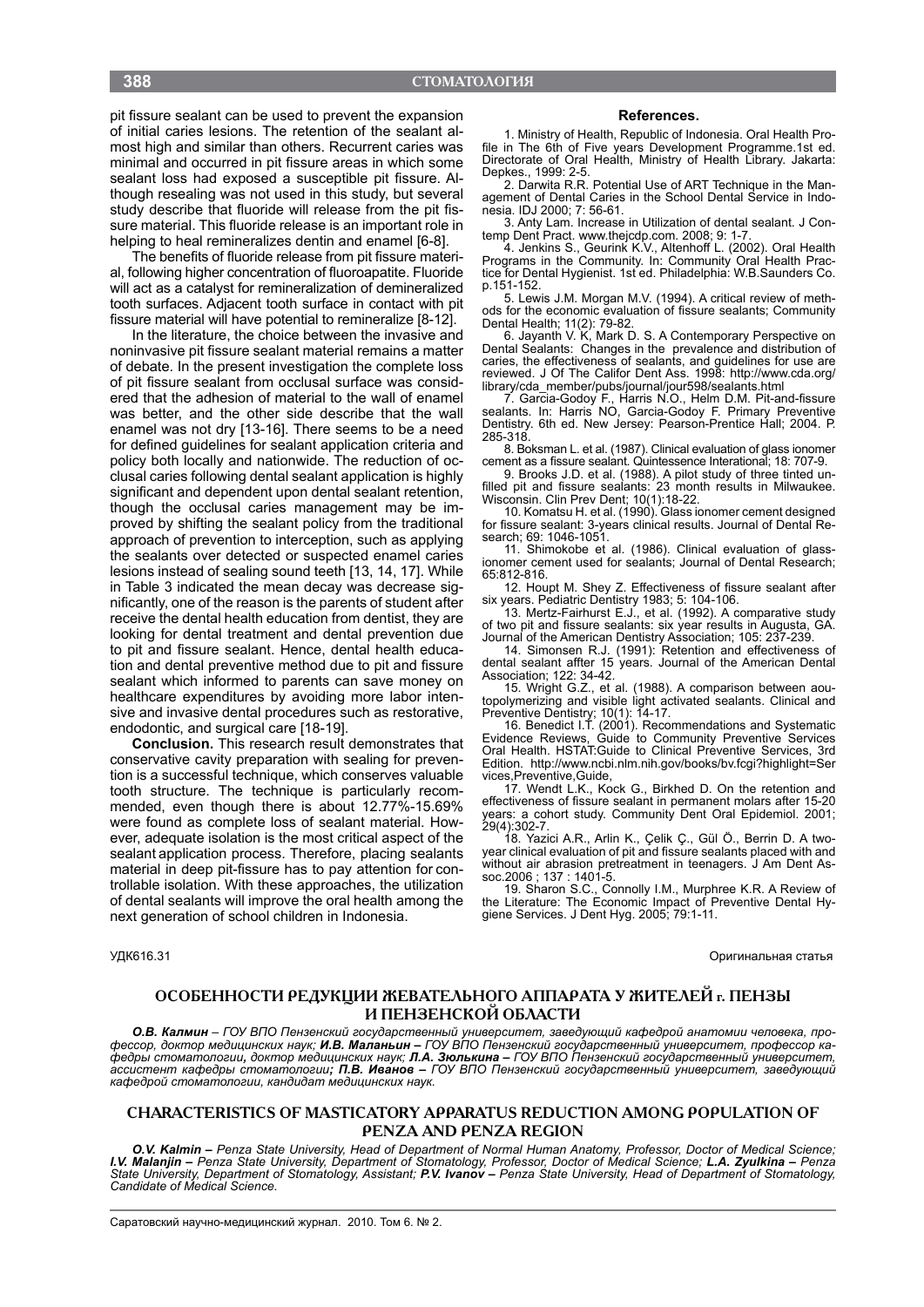pit fissure sealant can be used to prevent the expansion of initial caries lesions. The retention of the sealant almost high and similar than others. Recurrent caries was minimal and occurred in pit fissure areas in which some sealant loss had exposed a susceptible pit fissure. Although resealing was not used in this study, but several study describe that fluoride will release from the pit fissure material. This fluoride release is an important role in helping to heal remineralizes dentin and enamel [6-8].

The benefits of fluoride release from pit fissure material, following higher concentration of fluoroapatite. Fluoride will act as a catalyst for remineralization of demineralized tooth surfaces. Adjacent tooth surface in contact with pit fissure material will have potential to remineralize [8-12].

In the literature, the choice between the invasive and noninvasive pit fissure sealant material remains a matter of debate. In the present investigation the complete loss of pit fissure sealant from occlusal surface was considered that the adhesion of material to the wall of enamel was better, and the other side describe that the wall enamel was not dry [13-16]. There seems to be a need for defined guidelines for sealant application criteria and policy both locally and nationwide. The reduction of occlusal caries following dental sealant application is highly significant and dependent upon dental sealant retention, though the occlusal caries management may be improved by shifting the sealant policy from the traditional approach of prevention to interception, such as applying the sealants over detected or suspected enamel caries lesions instead of sealing sound teeth [13, 14, 17]. While in Table 3 indicated the mean decay was decrease significantly, one of the reason is the parents of student after receive the dental health education from dentist, they are looking for dental treatment and dental prevention due to pit and fissure sealant. Hence, dental health education and dental preventive method due to pit and fissure sealant which informed to parents can save money on healthcare expenditures by avoiding more labor intensive and invasive dental procedures such as restorative, endodontic, and surgical care [18-19].

**Conclusion.** This research result demonstrates that conservative cavity preparation with sealing for prevention is a successful technique, which conserves valuable tooth structure. The technique is particularly recommended, even though there is about 12.77%-15.69% were found as complete loss of sealant material. However, adequate isolation is the most critical aspect of the sealant application process. Therefore, placing sealants material in deep pit-fissure has to pay attention for controllable isolation. With these approaches, the utilization of dental sealants will improve the oral health among the next generation of school children in Indonesia.

**References.**

1. Ministry of Health, Republic of Indonesia. Oral Health Profile in The 6th of Five years Development Programme.1st ed. Directorate of Oral Health, Ministry of Health Library. Jakarta: Depkes., 1999: 2-5.
2. Darwita R.R. Potential Use of ART Technique in the Management of Dental Caries in the School Dental Service in Indonesia. IDJ 2000; 7: 56-61.
3. Anty Lam. Increase in Utilization of dental sealant. J Contemp Dent Pract. www.thejcdp.com. 2008; 9: 1-7.
4. Jenkins S., Geurink K.V., Altenhoff L. (2002). Oral Health Programs in the Community. In: Community Oral Health Practice for Dental Hygienist. 1st ed. Philadelphia: W.B.Saunders Co. p.151-152.
5. Lewis J.M. Morgan M.V. (1994). A critical review of methods for the economic evaluation of fissure sealants; Community Dental Health; 11(2): 79-82.
6. Jayanth V. K, Mark D. S. A Contemporary Perspective on Dental Sealants: Changes in the prevalence and distribution of caries, the effectiveness of sealants, and guidelines for use are reviewed. J Of The Califor Dent Ass. 1998: http://www.cda.org/library/cda_member/pubs/journal/jour598/sealants.html
7. Garcia-Godoy F., Harris N.O., Helm D.M. Pit-and-fissure sealants. In: Harris NO, Garcia-Godoy F. Primary Preventive Dentistry. 6th ed. New Jersey: Pearson-Prentice Hall; 2004. P. 285-318.
8. Boksman L. et al. (1987). Clinical evaluation of glass ionomer cement as a fissure sealant. Quintessence Interational; 18: 707-9.
9. Brooks J.D. et al. (1988). A pilot study of three tinted unfilled pit and fissure sealants: 23 month results in Milwaukee. Wisconsin. Clin Prev Dent; 10(1):18-22.
10. Komatsu H. et al. (1990). Glass ionomer cement designed for fissure sealant: 3-years clinical results. Journal of Dental Research; 69: 1046-1051.
11. Shimokobe et al. (1986). Clinical evaluation of glass-ionomer cement used for sealants; Journal of Dental Research; 65:812-816.
12. Houpt M. Shey Z. Effectiveness of fissure sealant after six years. Pediatric Dentistry 1983; 5: 104-106.
13. Mertz-Fairhurst E.J., et al. (1992). A comparative study of two pit and fissure sealants: six year results in Augusta, GA. Journal of the American Dentistry Association; 105: 237-239.
14. Simonsen R.J. (1991): Retention and effectiveness of dental sealant affter 15 years. Journal of the American Dental Association; 122: 34-42.
15. Wright G.Z., et al. (1988). A comparison between autopolymerizing and visible light activated sealants. Clinical and Preventive Dentistry; 10(1): 14-17.
16. Benedict I.T. (2001). Recommendations and Systematic Evidence Reviews, Guide to Community Preventive Services Oral Health. HSTAT:Guide to Clinical Preventive Services, 3rd Edition. http://www.ncbi.nlm.nih.gov/books/bv.fcgi?highlight=Services,Preventive,Guide,
17. Wendt L.K., Kock G., Birkhed D. On the retention and effectiveness of fissure sealant in permanent molars after 15-20 years: a cohort study. Community Dent Oral Epidemiol. 2001; 29(4):302-7.
18. Yazici A.R., Arlin K., Çelik Ç., Gül Ö., Berrin D. A two-year clinical evaluation of pit and fissure sealants placed with and without air abrasion pretreatment in teenagers. J Am Dent Assoc.2006 ; 137 : 1401-5.
19. Sharon S.C., Connolly I.M., Murphree K.R. A Review of the Literature: The Economic Impact of Preventive Dental Hygiene Services. J Dent Hyg. 2005; 79:1-11.

УДК616.31

Оригинальная статья

# ОСОБЕННОСТИ РЕДУКЦИИ ЖЕВАТЕЛЬНОГО АППАРАТА У ЖИТЕЛЕЙ г. ПЕНЗЫ И ПЕНЗЕНСКОЙ ОБЛАСТИ

***О.В. Калмин** – ГОУ ВПО Пензенский государственный университет, заведующий кафедрой анатомии человека, профессор, доктор медицинских наук; **И.В. Маланьин** – ГОУ ВПО Пензенский государственный университет, профессор кафедры стоматологии, доктор медицинских наук; **Л.А. Зюлькина** – ГОУ ВПО Пензенский государственный университет, ассистент кафедры стоматологии; **П.В. Иванов** – ГОУ ВПО Пензенский государственный университет, заведующий кафедрой стоматологии, кандидат медицинских наук.*

# CHARACTERISTICS OF MASTICATORY APPARATUS REDUCTION AMONG POPULATION OF PENZA AND PENZA REGION

***O.V. Kalmin** – Penza State University, Head of Department of Normal Human Anatomy, Professor, Doctor of Medical Science; **I.V. Malanjin** – Penza State University, Department of Stomatology, Professor, Doctor of Medical Science; **L.A. Zyulkina** – Penza State University, Department of Stomatology, Assistant; **P.V. Ivanov** – Penza State University, Head of Department of Stomatology, Candidate of Medical Science.*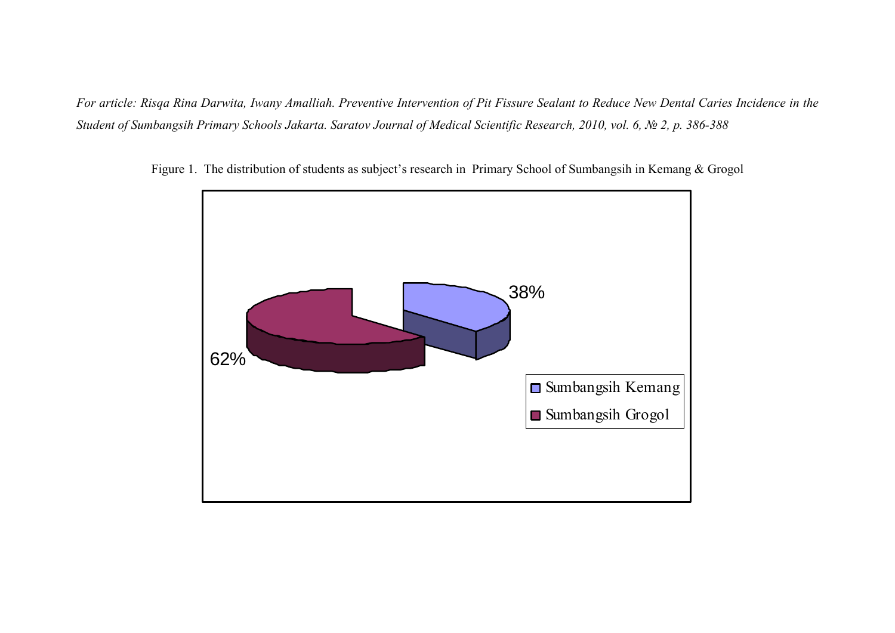*For article: Risqa Rina Darwita, Iwany Amalliah. Preventive Intervention of Pit Fissure Sealant to Reduce New Dental Caries Incidence in the Student of Sumbangsih Primary Schools Jakarta. Saratov Journal of Medical Scientific Research, 2010, vol. 6, № 2, p. 386-388*

Figure 1. The distribution of students as subject's research in Primary School of Sumbangsih in Kemang & Grogol

38%

62%

Sumbangsih Kemang

Sumbangsih Grogol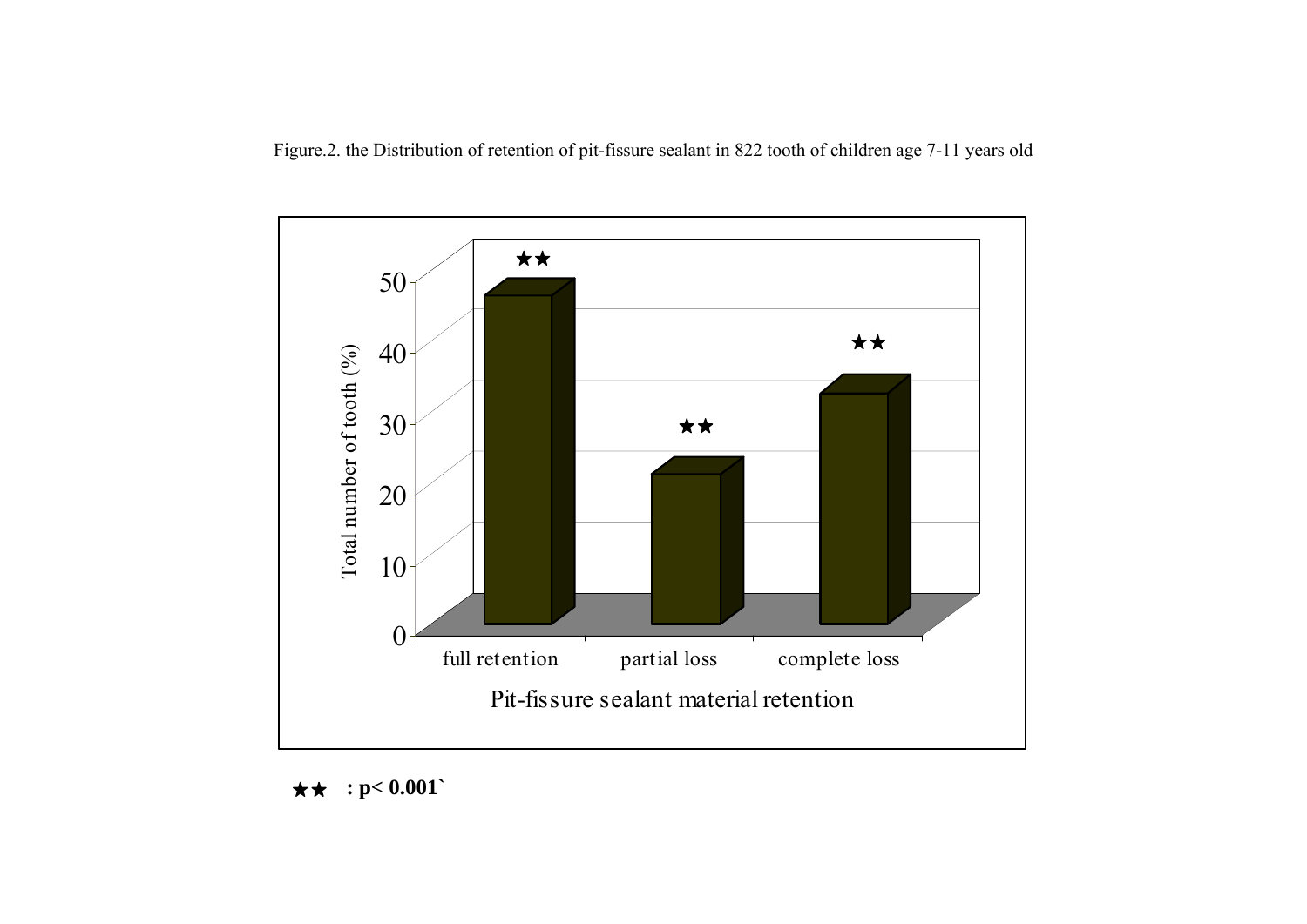Figure.2. the Distribution of retention of pit-fissure sealant in 822 tooth of children age 7-11 years old

★★ **: p< 0.001`**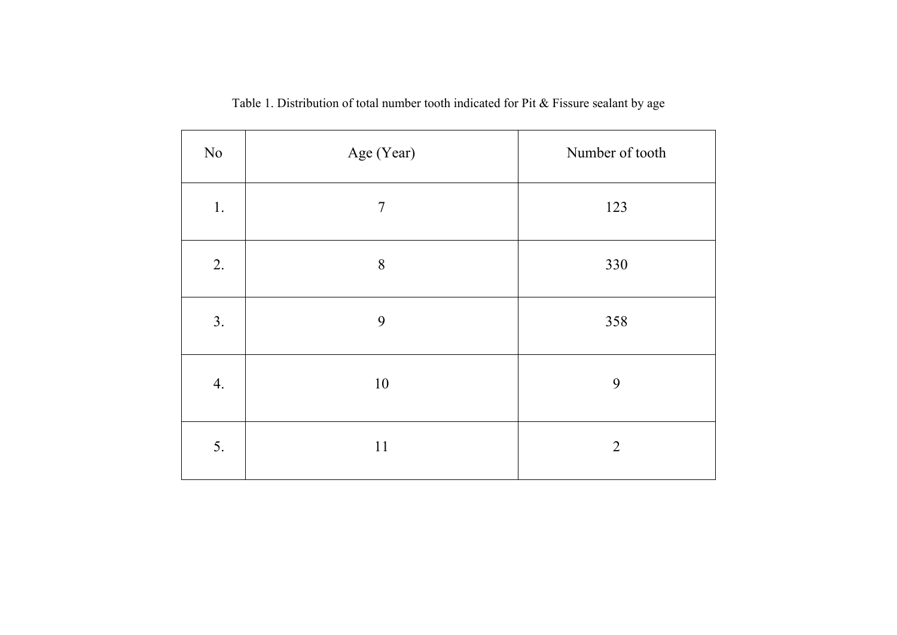Table 1. Distribution of total number tooth indicated for Pit & Fissure sealant by age

| No | Age (Year) | Number of tooth |
| --- | --- | --- |
| 1. | 7 | 123 |
| 2. | 8 | 330 |
| 3. | 9 | 358 |
| 4. | 10 | 9 |
| 5. | 11 | 2 |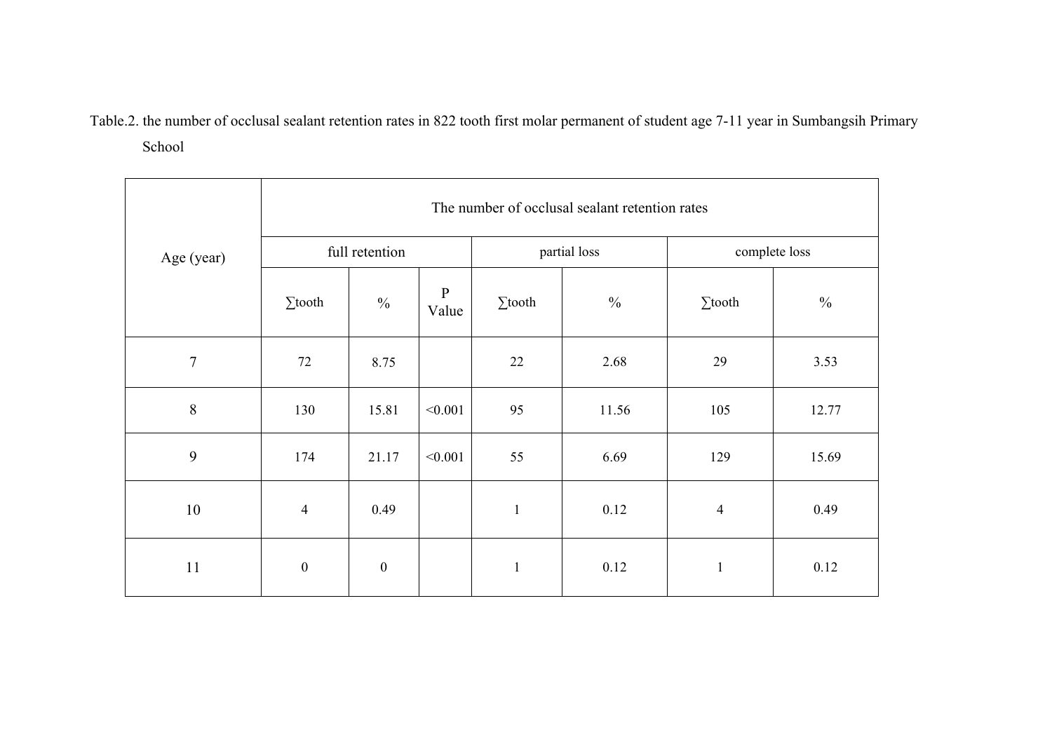Table.2. the number of occlusal sealant retention rates in 822 tooth first molar permanent of student age 7-11 year in Sumbangsih Primary School

| Age (year) | The number of occlusal sealant retention rates | | | | | | |
|---|---|---|---|---|---|---|---|
| | full retention | | | partial loss | | complete loss | |
| | ∑tooth | % | P Value | ∑tooth | % | ∑tooth | % |
| 7 | 72 | 8.75 | | 22 | 2.68 | 29 | 3.53 |
| 8 | 130 | 15.81 | <0.001 | 95 | 11.56 | 105 | 12.77 |
| 9 | 174 | 21.17 | <0.001 | 55 | 6.69 | 129 | 15.69 |
| 10 | 4 | 0.49 | | 1 | 0.12 | 4 | 0.49 |
| 11 | 0 | 0 | | 1 | 0.12 | 1 | 0.12 |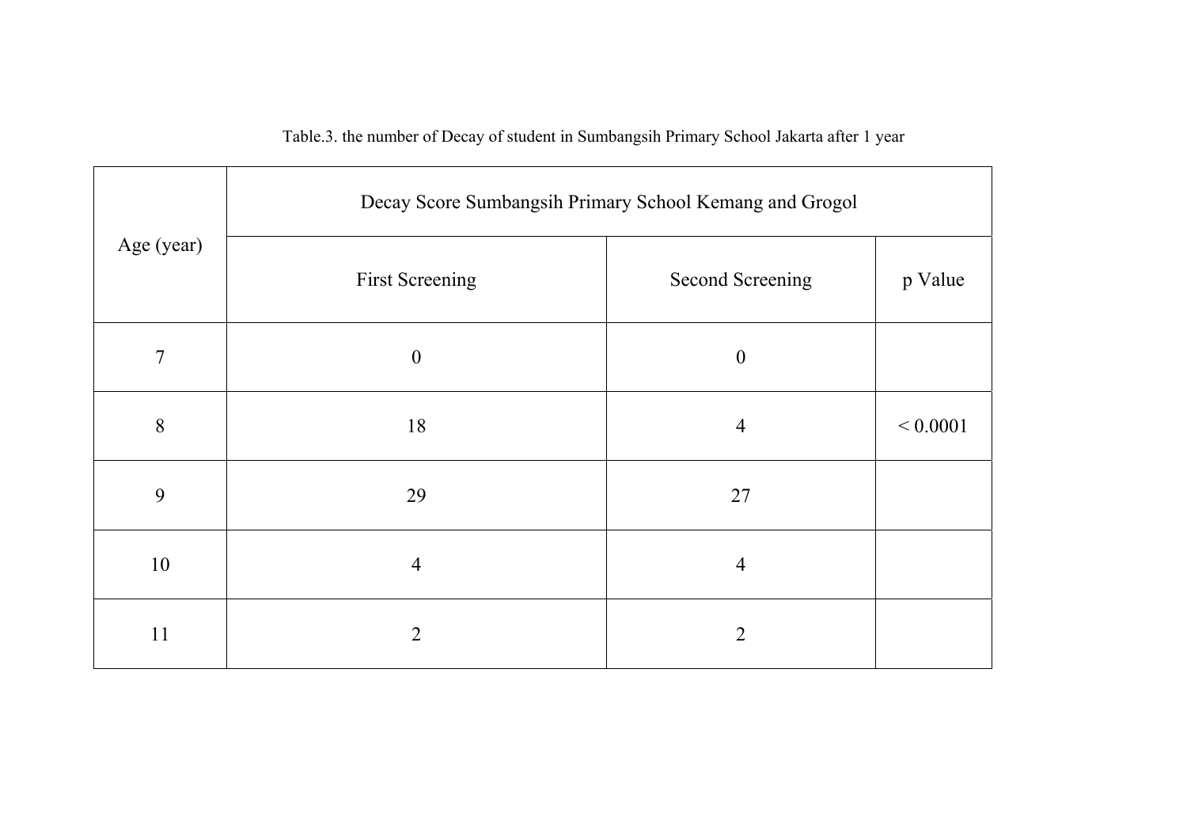Table.3. the number of Decay of student in Sumbangsih Primary School Jakarta after 1 year

| Age (year) | Decay Score Sumbangsih Primary School Kemang and Grogol | | |
|---|---|---|---|
| | First Screening | Second Screening | p Value |
| 7 | 0 | 0 | |
| 8 | 18 | 4 | < 0.0001 |
| 9 | 29 | 27 | |
| 10 | 4 | 4 | |
| 11 | 2 | 2 | |